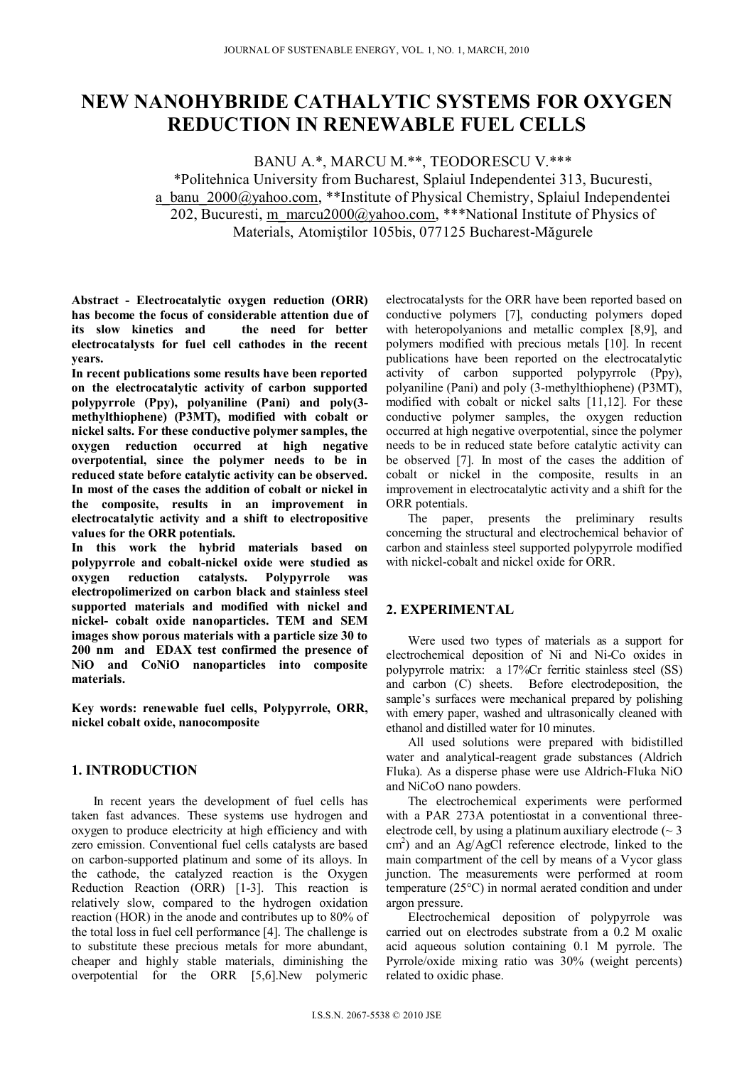# NEW NANOHYBRIDE CATHALYTIC SYSTEMS FOR OXYGEN REDUCTION IN RENEWABLE FUEL CELLS

BANU A.*, MARCU M.**, TEODORESCU V.***

*Politehnica University from Bucharest, Splaiul Independentei 313, Bucuresti, a_banu_2000@yahoo.com, **Institute of Physical Chemistry, Splaiul Independentei 202, Bucuresti, m_marcu2000@yahoo.com, ***National Institute of Physics of Materials, Atomiştilor 105bis, 077125 Bucharest-Măgurele

**Abstract - Electrocatalytic oxygen reduction (ORR) has become the focus of considerable attention due of its slow kinetics and the need for better electrocatalysts for fuel cell cathodes in the recent years.**

**In recent publications some results have been reported on the electrocatalytic activity of carbon supported polypyrrole (Ppy), polyaniline (Pani) and poly(3-methylthiophene) (P3MT), modified with cobalt or nickel salts. For these conductive polymer samples, the oxygen reduction occurred at high negative overpotential, since the polymer needs to be in reduced state before catalytic activity can be observed. In most of the cases the addition of cobalt or nickel in the composite, results in an improvement in electrocatalytic activity and a shift to electropositive values for the ORR potentials.**

**In this work the hybrid materials based on polypyrrole and cobalt-nickel oxide were studied as oxygen reduction catalysts. Polypyrrole was electropolimerized on carbon black and stainless steel supported materials and modified with nickel and nickel- cobalt oxide nanoparticles. TEM and SEM images show porous materials with a particle size 30 to 200 nm and EDAX test confirmed the presence of NiO and CoNiO nanoparticles into composite materials.**

**Key words: renewable fuel cells, Polypyrrole, ORR, nickel cobalt oxide, nanocomposite**

## 1. INTRODUCTION

In recent years the development of fuel cells has taken fast advances. These systems use hydrogen and oxygen to produce electricity at high efficiency and with zero emission. Conventional fuel cells catalysts are based on carbon-supported platinum and some of its alloys. In the cathode, the catalyzed reaction is the Oxygen Reduction Reaction (ORR) [1-3]. This reaction is relatively slow, compared to the hydrogen oxidation reaction (HOR) in the anode and contributes up to 80% of the total loss in fuel cell performance [4]. The challenge is to substitute these precious metals for more abundant, cheaper and highly stable materials, diminishing the overpotential for the ORR [5,6].New polymeric electrocatalysts for the ORR have been reported based on conductive polymers [7], conducting polymers doped with heteropolyanions and metallic complex [8,9], and polymers modified with precious metals [10]. In recent publications have been reported on the electrocatalytic activity of carbon supported polypyrrole (Ppy), polyaniline (Pani) and poly (3-methylthiophene) (P3MT), modified with cobalt or nickel salts [11,12]. For these conductive polymer samples, the oxygen reduction occurred at high negative overpotential, since the polymer needs to be in reduced state before catalytic activity can be observed [7]. In most of the cases the addition of cobalt or nickel in the composite, results in an improvement in electrocatalytic activity and a shift for the ORR potentials.

The paper, presents the preliminary results concerning the structural and electrochemical behavior of carbon and stainless steel supported polypyrrole modified with nickel-cobalt and nickel oxide for ORR.

## 2. EXPERIMENTAL

Were used two types of materials as a support for electrochemical deposition of Ni and Ni-Co oxides in polypyrrole matrix: a 17%Cr ferritic stainless steel (SS) and carbon (C) sheets. Before electrodeposition, the sample's surfaces were mechanical prepared by polishing with emery paper, washed and ultrasonically cleaned with ethanol and distilled water for 10 minutes.

All used solutions were prepared with bidistilled water and analytical-reagent grade substances (Aldrich Fluka). As a disperse phase were use Aldrich-Fluka NiO and NiCoO nano powders.

The electrochemical experiments were performed with a PAR 273A potentiostat in a conventional three-electrode cell, by using a platinum auxiliary electrode (~ 3 $cm^2$) and an Ag/AgCl reference electrode, linked to the main compartment of the cell by means of a Vycor glass junction. The measurements were performed at room temperature (25°C) in normal aerated condition and under argon pressure.

Electrochemical deposition of polypyrrole was carried out on electrodes substrate from a 0.2 M oxalic acid aqueous solution containing 0.1 M pyrrole. The Pyrrole/oxide mixing ratio was 30% (weight percents) related to oxidic phase.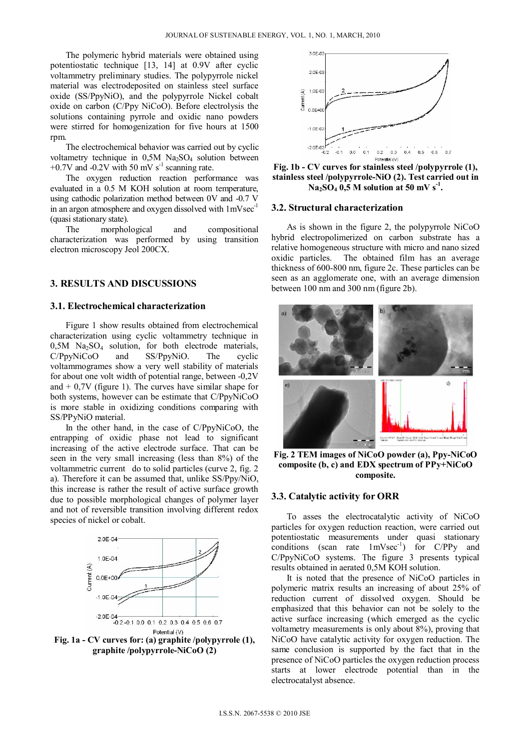The polymeric hybrid materials were obtained using potentiostatic technique [13, 14] at 0.9V after cyclic voltammetry preliminary studies. The polypyrrole nickel material was electrodeposited on stainless steel surface oxide (SS/PpyNiO), and the polypyrrole Nickel cobalt oxide on carbon (C/Ppy NiCoO). Before electrolysis the solutions containing pyrrole and oxidic nano powders were stirred for homogenization for five hours at 1500 rpm.

The electrochemical behavior was carried out by cyclic voltammetry technique in 0,5M $Na_2SO_4$ solution between +0.7V and -0.2V with 50 mV $s^{-1}$ scanning rate.

The oxygen reduction reaction performance was evaluated in a 0.5 M KOH solution at room temperature, using cathodic polarization method between 0V and -0.7 V in an argon atmosphere and oxygen dissolved with 1mVsec$^{-1}$ (quasi stationary state).

The morphological and compositional characterization was performed by using transition electron microscopy Jeol 200CX.

## 3. RESULTS AND DISCUSSIONS

### 3.1. Electrochemical characterization

Figure 1 show results obtained from electrochemical characterization using cyclic voltammetry technique in 0,5M $Na_2SO_4$ solution, for both electrode materials, C/PpyNiCoO and SS/PpyNiO. The cyclic voltammogrames show a very well stability of materials for about one volt width of potential range, between -0,2V and + 0,7V (figure 1). The curves have similar shape for both systems, however can be estimate that C/PpyNiCoO is more stable in oxidizing conditions comparing with SS/PPyNiO material.

In the other hand, in the case of C/PpyNiCoO, the entrapping of oxidic phase not lead to significant increasing of the active electrode surface. That can be seen in the very small increasing (less than 8%) of the voltammetric current do to solid particles (curve 2, fig. 2 a). Therefore it can be assumed that, unlike SS/Ppy/NiO, this increase is rather the result of active surface growth due to possible morphological changes of polymer layer and not of reversible transition involving different redox species of nickel or cobalt.

**Fig. 1a - CV curves for: (a) graphite /polypyrrole (1), graphite /polypyrrole-NiCoO (2)**

**Fig. 1b - CV curves for stainless steel /polypyrrole (1), stainless steel /polypyrrole-NiO (2). Test carried out in $Na_2SO_4$ 0,5 M solution at 50 mV $s^{-1}$.**

### 3.2. Structural characterization

As is shown in the figure 2, the polypyrrole NiCoO hybrid electropolimerized on carbon substrate has a relative homogeneous structure with micro and nano sized oxidic particles. The obtained film has an average thickness of 600-800 nm, figure 2c. These particles can be seen as an agglomerate one, with an average dimension between 100 nm and 300 nm (figure 2b).

**Fig. 2 TEM images of NiCoO powder (a), Ppy-NiCoO composite (b, c) and EDX spectrum of PPy+NiCoO composite.**

### 3.3. Catalytic activity for ORR

To asses the electrocatalytic activity of NiCoO particles for oxygen reduction reaction, were carried out potentiostatic measurements under quasi stationary conditions (scan rate 1mVsec$^{-1}$) for C/PPy and C/PpyNiCoO systems. The figure 3 presents typical results obtained in aerated 0,5M KOH solution.

It is noted that the presence of NiCoO particles in polymeric matrix results an increasing of about 25% of reduction current of dissolved oxygen. Should be emphasized that this behavior can not be solely to the active surface increasing (which emerged as the cyclic voltammetry measurements is only about 8%), proving that NiCoO have catalytic activity for oxygen reduction. The same conclusion is supported by the fact that in the presence of NiCoO particles the oxygen reduction process starts at lower electrode potential than in the electrocatalyst absence.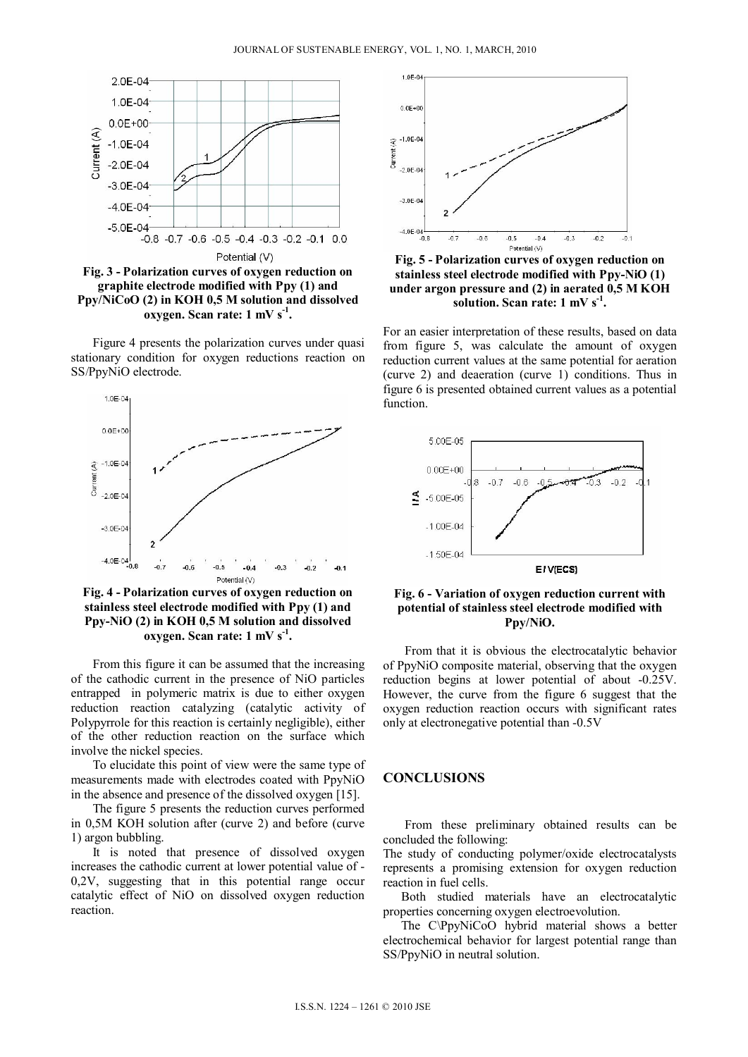Fig. 3 - Polarization curves of oxygen reduction on graphite electrode modified with Ppy (1) and Ppy/NiCoO (2) in KOH 0,5 M solution and dissolved oxygen. Scan rate: 1 mV $s^{-1}$.

Figure 4 presents the polarization curves under quasi stationary condition for oxygen reductions reaction on SS/PpyNiO electrode.

Fig. 4 - Polarization curves of oxygen reduction on stainless steel electrode modified with Ppy (1) and Ppy-NiO (2) in KOH 0,5 M solution and dissolved oxygen. Scan rate: 1 mV $s^{-1}$.

From this figure it can be assumed that the increasing of the cathodic current in the presence of NiO particles entrapped in polymeric matrix is due to either oxygen reduction reaction catalyzing (catalytic activity of Polypyrrole for this reaction is certainly negligible), either of the other reduction reaction on the surface which involve the nickel species.

To elucidate this point of view were the same type of measurements made with electrodes coated with PpyNiO in the absence and presence of the dissolved oxygen [15].

The figure 5 presents the reduction curves performed in 0,5M KOH solution after (curve 2) and before (curve 1) argon bubbling.

It is noted that presence of dissolved oxygen increases the cathodic current at lower potential value of -0,2V, suggesting that in this potential range occur catalytic effect of NiO on dissolved oxygen reduction reaction.

Fig. 5 - Polarization curves of oxygen reduction on stainless steel electrode modified with Ppy-NiO (1) under argon pressure and (2) in aerated 0,5 M KOH solution. Scan rate: 1 mV $s^{-1}$.

For an easier interpretation of these results, based on data from figure 5, was calculate the amount of oxygen reduction current values at the same potential for aeration (curve 2) and deaeration (curve 1) conditions. Thus in figure 6 is presented obtained current values as a potential function.

Fig. 6 - Variation of oxygen reduction current with potential of stainless steel electrode modified with Ppy/NiO.

From that it is obvious the electrocatalytic behavior of PpyNiO composite material, observing that the oxygen reduction begins at lower potential of about -0.25V. However, the curve from the figure 6 suggest that the oxygen reduction reaction occurs with significant rates only at electronegative potential than -0.5V

## CONCLUSIONS

From these preliminary obtained results can be concluded the following:

The study of conducting polymer/oxide electrocatalysts represents a promising extension for oxygen reduction reaction in fuel cells.

Both studied materials have an electrocatalytic properties concerning oxygen electroevolution.

The C\PpyNiCoO hybrid material shows a better electrochemical behavior for largest potential range than SS/PpyNiO in neutral solution.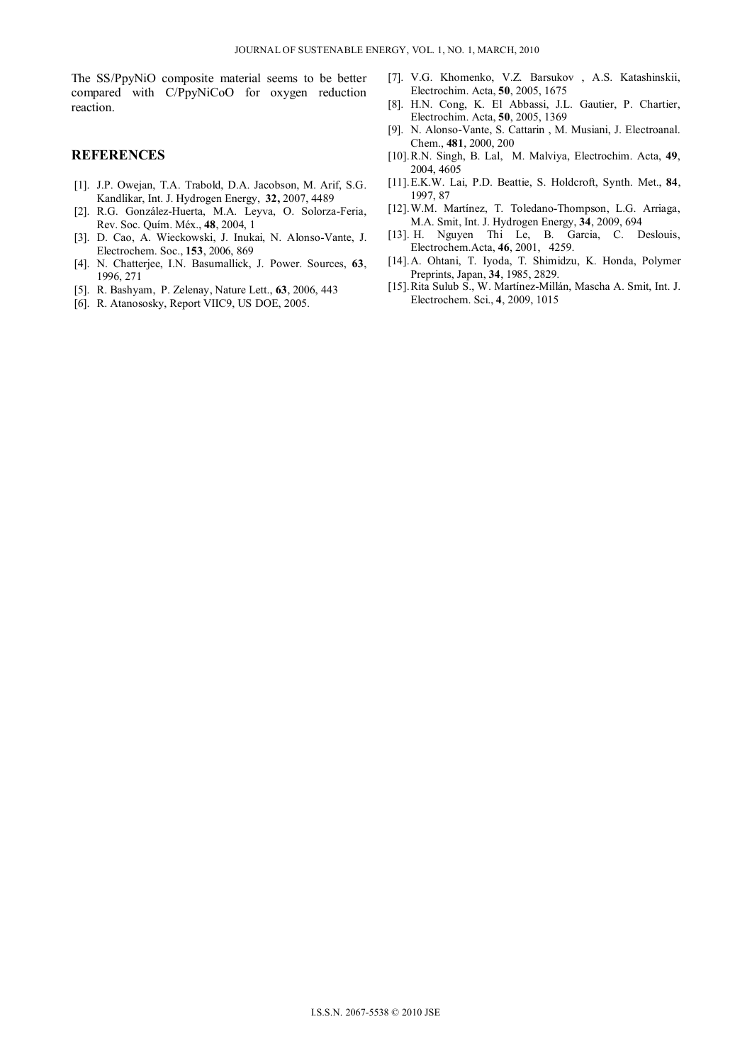The SS/PpyNiO composite material seems to be better compared with C/PpyNiCoO for oxygen reduction reaction.

## REFERENCES

[1]. J.P. Owejan, T.A. Trabold, D.A. Jacobson, M. Arif, S.G. Kandlikar, Int. J. Hydrogen Energy, **32,** 2007, 4489

[2]. R.G. González-Huerta, M.A. Leyva, O. Solorza-Feria, Rev. Soc. Quím. Méx., **48**, 2004, 1

[3]. D. Cao, A. Wieckowski, J. Inukai, N. Alonso-Vante, J. Electrochem. Soc., **153**, 2006, 869

[4]. N. Chatterjee, I.N. Basumallick, J. Power. Sources, **63**, 1996, 271

[5]. R. Bashyam, P. Zelenay, Nature Lett., **63**, 2006, 443

[6]. R. Atanososky, Report VIIC9, US DOE, 2005.

[7]. V.G. Khomenko, V.Z. Barsukov , A.S. Katashinskii, Electrochim. Acta, **50**, 2005, 1675

[8]. H.N. Cong, K. El Abbassi, J.L. Gautier, P. Chartier, Electrochim. Acta, **50**, 2005, 1369

[9]. N. Alonso-Vante, S. Cattarin , M. Musiani, J. Electroanal. Chem., **481**, 2000, 200

[10]. R.N. Singh, B. Lal, M. Malviya, Electrochim. Acta, **49**, 2004, 4605

[11]. E.K.W. Lai, P.D. Beattie, S. Holdcroft, Synth. Met., **84**, 1997, 87

[12]. W.M. Martínez, T. Toledano-Thompson, L.G. Arriaga, M.A. Smit, Int. J. Hydrogen Energy, **34**, 2009, 694

[13]. H. Nguyen Thi Le, B. Garcia, C. Deslouis, Electrochem.Acta, **46**, 2001, 4259.

[14]. A. Ohtani, T. Iyoda, T. Shimidzu, K. Honda, Polymer Preprints, Japan, **34**, 1985, 2829.

[15]. Rita Sulub S., W. Martínez-Millán, Mascha A. Smit, Int. J. Electrochem. Sci., **4**, 2009, 1015